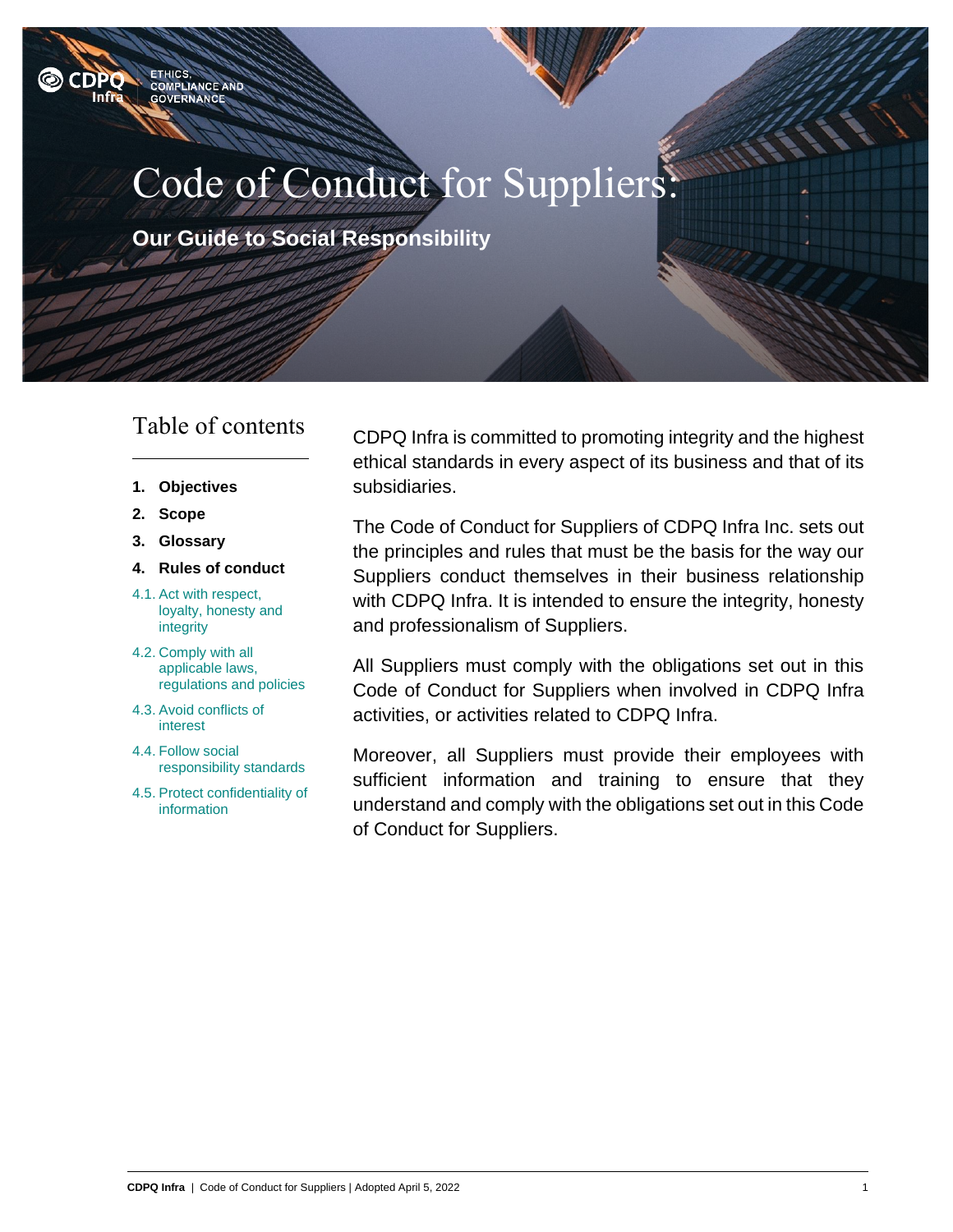CDPQ Infra — ETHICS, COMPLIANCE AND GOVERNANCE

# Code of Conduct for Suppliers:

## Our Guide to Social Responsibility

### Table of contents

1. **Objectives**
2. **Scope**
3. **Glossary**
4. **Rules of conduct**

4.1. Act with respect, loyalty, honesty and integrity

4.2. Comply with all applicable laws, regulations and policies

4.3. Avoid conflicts of interest

4.4. Follow social responsibility standards

4.5. Protect confidentiality of information

CDPQ Infra is committed to promoting integrity and the highest ethical standards in every aspect of its business and that of its subsidiaries.

The Code of Conduct for Suppliers of CDPQ Infra Inc. sets out the principles and rules that must be the basis for the way our Suppliers conduct themselves in their business relationship with CDPQ Infra. It is intended to ensure the integrity, honesty and professionalism of Suppliers.

All Suppliers must comply with the obligations set out in this Code of Conduct for Suppliers when involved in CDPQ Infra activities, or activities related to CDPQ Infra.

Moreover, all Suppliers must provide their employees with sufficient information and training to ensure that they understand and comply with the obligations set out in this Code of Conduct for Suppliers.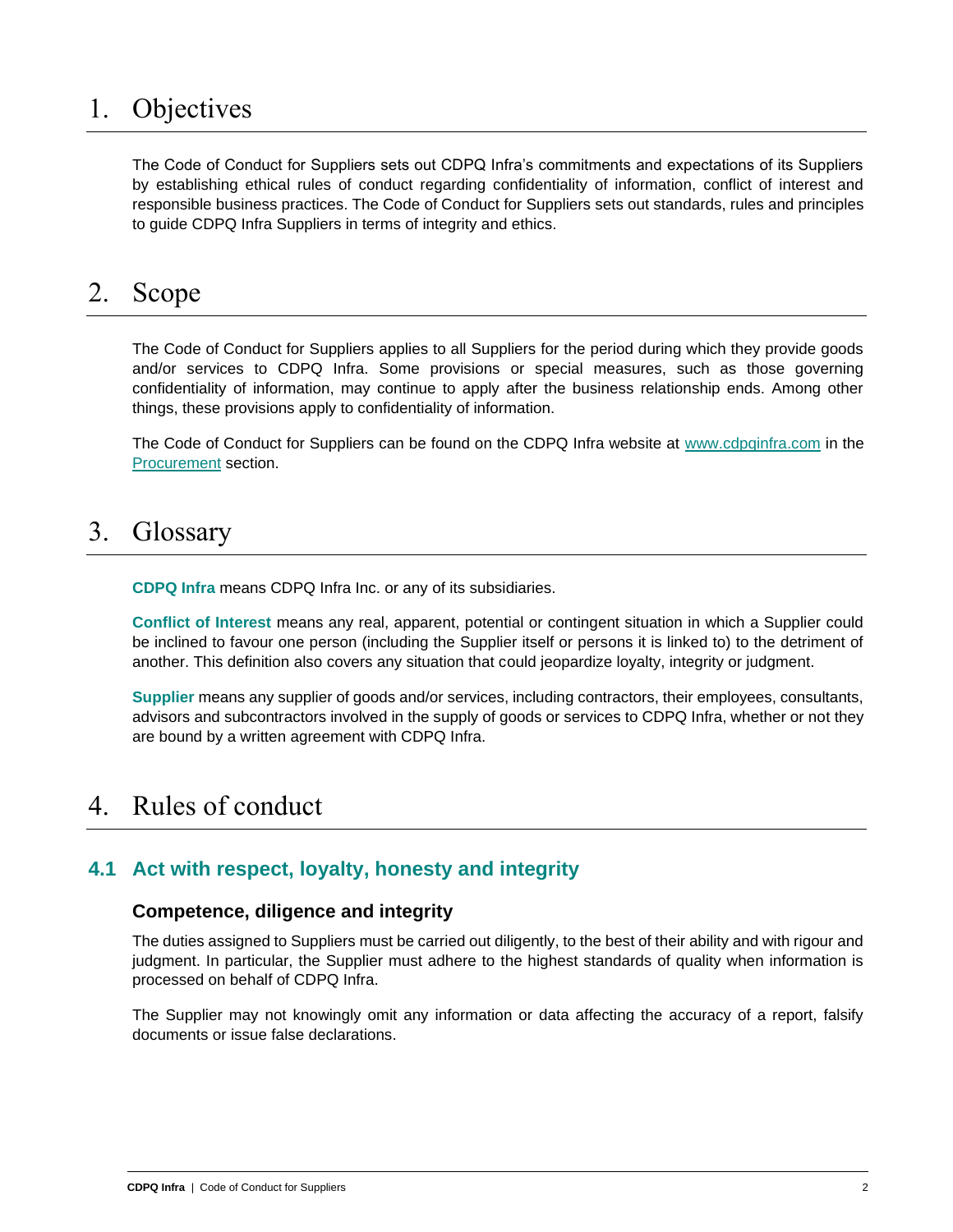# 1. Objectives

The Code of Conduct for Suppliers sets out CDPQ Infra's commitments and expectations of its Suppliers by establishing ethical rules of conduct regarding confidentiality of information, conflict of interest and responsible business practices. The Code of Conduct for Suppliers sets out standards, rules and principles to guide CDPQ Infra Suppliers in terms of integrity and ethics.

# 2. Scope

The Code of Conduct for Suppliers applies to all Suppliers for the period during which they provide goods and/or services to CDPQ Infra. Some provisions or special measures, such as those governing confidentiality of information, may continue to apply after the business relationship ends. Among other things, these provisions apply to confidentiality of information.

The Code of Conduct for Suppliers can be found on the CDPQ Infra website at [www.cdpqinfra.com](http://www.cdpqinfra.com) in the [Procurement]() section.

# 3. Glossary

**CDPQ Infra** means CDPQ Infra Inc. or any of its subsidiaries.

**Conflict of Interest** means any real, apparent, potential or contingent situation in which a Supplier could be inclined to favour one person (including the Supplier itself or persons it is linked to) to the detriment of another. This definition also covers any situation that could jeopardize loyalty, integrity or judgment.

**Supplier** means any supplier of goods and/or services, including contractors, their employees, consultants, advisors and subcontractors involved in the supply of goods or services to CDPQ Infra, whether or not they are bound by a written agreement with CDPQ Infra.

# 4. Rules of conduct

## 4.1 Act with respect, loyalty, honesty and integrity

### Competence, diligence and integrity

The duties assigned to Suppliers must be carried out diligently, to the best of their ability and with rigour and judgment. In particular, the Supplier must adhere to the highest standards of quality when information is processed on behalf of CDPQ Infra.

The Supplier may not knowingly omit any information or data affecting the accuracy of a report, falsify documents or issue false declarations.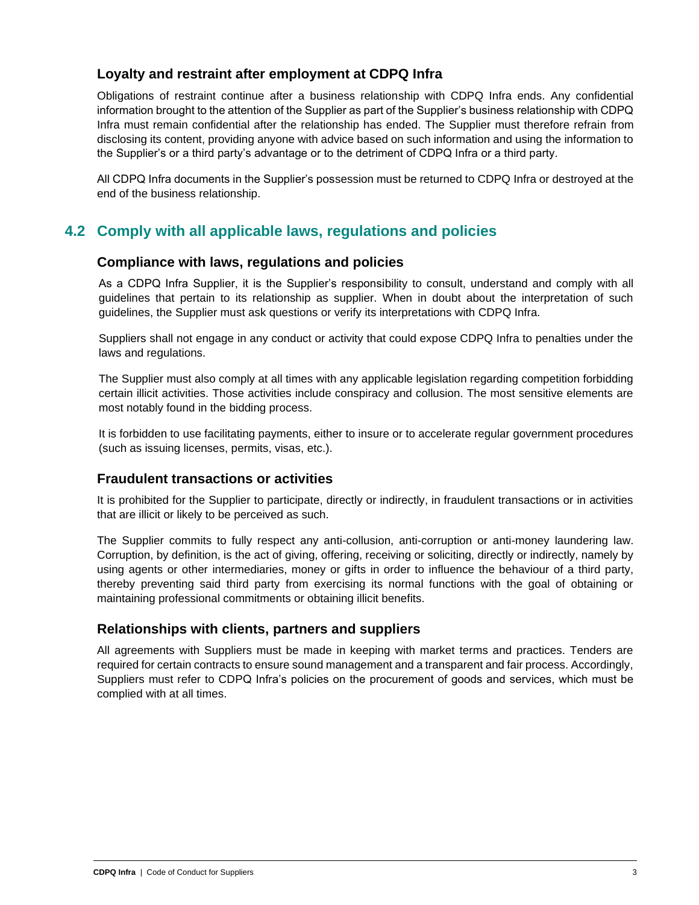### Loyalty and restraint after employment at CDPQ Infra

Obligations of restraint continue after a business relationship with CDPQ Infra ends. Any confidential information brought to the attention of the Supplier as part of the Supplier's business relationship with CDPQ Infra must remain confidential after the relationship has ended. The Supplier must therefore refrain from disclosing its content, providing anyone with advice based on such information and using the information to the Supplier's or a third party's advantage or to the detriment of CDPQ Infra or a third party.

All CDPQ Infra documents in the Supplier's possession must be returned to CDPQ Infra or destroyed at the end of the business relationship.

## 4.2 Comply with all applicable laws, regulations and policies

### Compliance with laws, regulations and policies

As a CDPQ Infra Supplier, it is the Supplier's responsibility to consult, understand and comply with all guidelines that pertain to its relationship as supplier. When in doubt about the interpretation of such guidelines, the Supplier must ask questions or verify its interpretations with CDPQ Infra.

Suppliers shall not engage in any conduct or activity that could expose CDPQ Infra to penalties under the laws and regulations.

The Supplier must also comply at all times with any applicable legislation regarding competition forbidding certain illicit activities. Those activities include conspiracy and collusion. The most sensitive elements are most notably found in the bidding process.

It is forbidden to use facilitating payments, either to insure or to accelerate regular government procedures (such as issuing licenses, permits, visas, etc.).

### Fraudulent transactions or activities

It is prohibited for the Supplier to participate, directly or indirectly, in fraudulent transactions or in activities that are illicit or likely to be perceived as such.

The Supplier commits to fully respect any anti-collusion, anti-corruption or anti-money laundering law. Corruption, by definition, is the act of giving, offering, receiving or soliciting, directly or indirectly, namely by using agents or other intermediaries, money or gifts in order to influence the behaviour of a third party, thereby preventing said third party from exercising its normal functions with the goal of obtaining or maintaining professional commitments or obtaining illicit benefits.

### Relationships with clients, partners and suppliers

All agreements with Suppliers must be made in keeping with market terms and practices. Tenders are required for certain contracts to ensure sound management and a transparent and fair process. Accordingly, Suppliers must refer to CDPQ Infra's policies on the procurement of goods and services, which must be complied with at all times.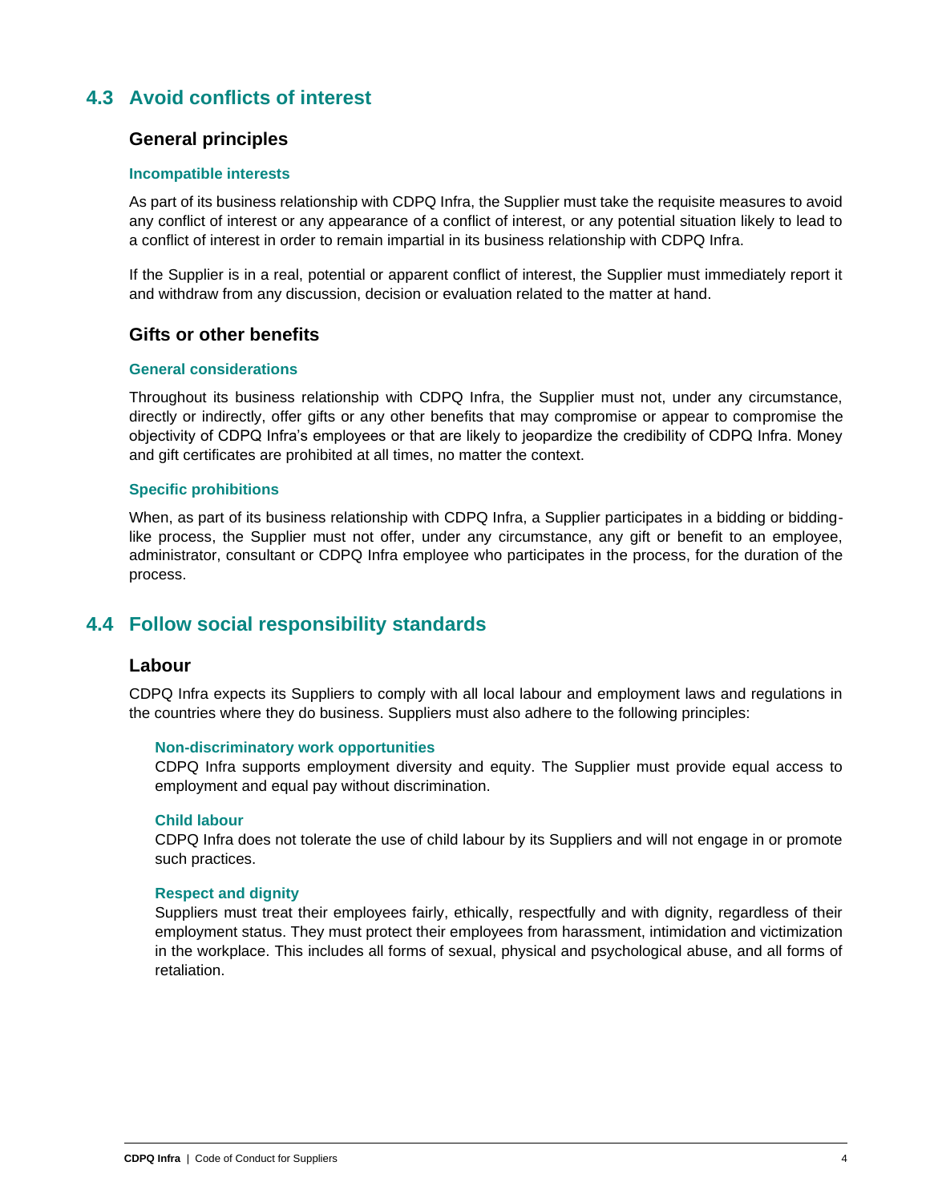## 4.3 Avoid conflicts of interest

### General principles

#### Incompatible interests

As part of its business relationship with CDPQ Infra, the Supplier must take the requisite measures to avoid any conflict of interest or any appearance of a conflict of interest, or any potential situation likely to lead to a conflict of interest in order to remain impartial in its business relationship with CDPQ Infra.

If the Supplier is in a real, potential or apparent conflict of interest, the Supplier must immediately report it and withdraw from any discussion, decision or evaluation related to the matter at hand.

### Gifts or other benefits

#### General considerations

Throughout its business relationship with CDPQ Infra, the Supplier must not, under any circumstance, directly or indirectly, offer gifts or any other benefits that may compromise or appear to compromise the objectivity of CDPQ Infra's employees or that are likely to jeopardize the credibility of CDPQ Infra. Money and gift certificates are prohibited at all times, no matter the context.

#### Specific prohibitions

When, as part of its business relationship with CDPQ Infra, a Supplier participates in a bidding or bidding-like process, the Supplier must not offer, under any circumstance, any gift or benefit to an employee, administrator, consultant or CDPQ Infra employee who participates in the process, for the duration of the process.

## 4.4 Follow social responsibility standards

### Labour

CDPQ Infra expects its Suppliers to comply with all local labour and employment laws and regulations in the countries where they do business. Suppliers must also adhere to the following principles:

#### Non-discriminatory work opportunities

CDPQ Infra supports employment diversity and equity. The Supplier must provide equal access to employment and equal pay without discrimination.

#### Child labour

CDPQ Infra does not tolerate the use of child labour by its Suppliers and will not engage in or promote such practices.

#### Respect and dignity

Suppliers must treat their employees fairly, ethically, respectfully and with dignity, regardless of their employment status. They must protect their employees from harassment, intimidation and victimization in the workplace. This includes all forms of sexual, physical and psychological abuse, and all forms of retaliation.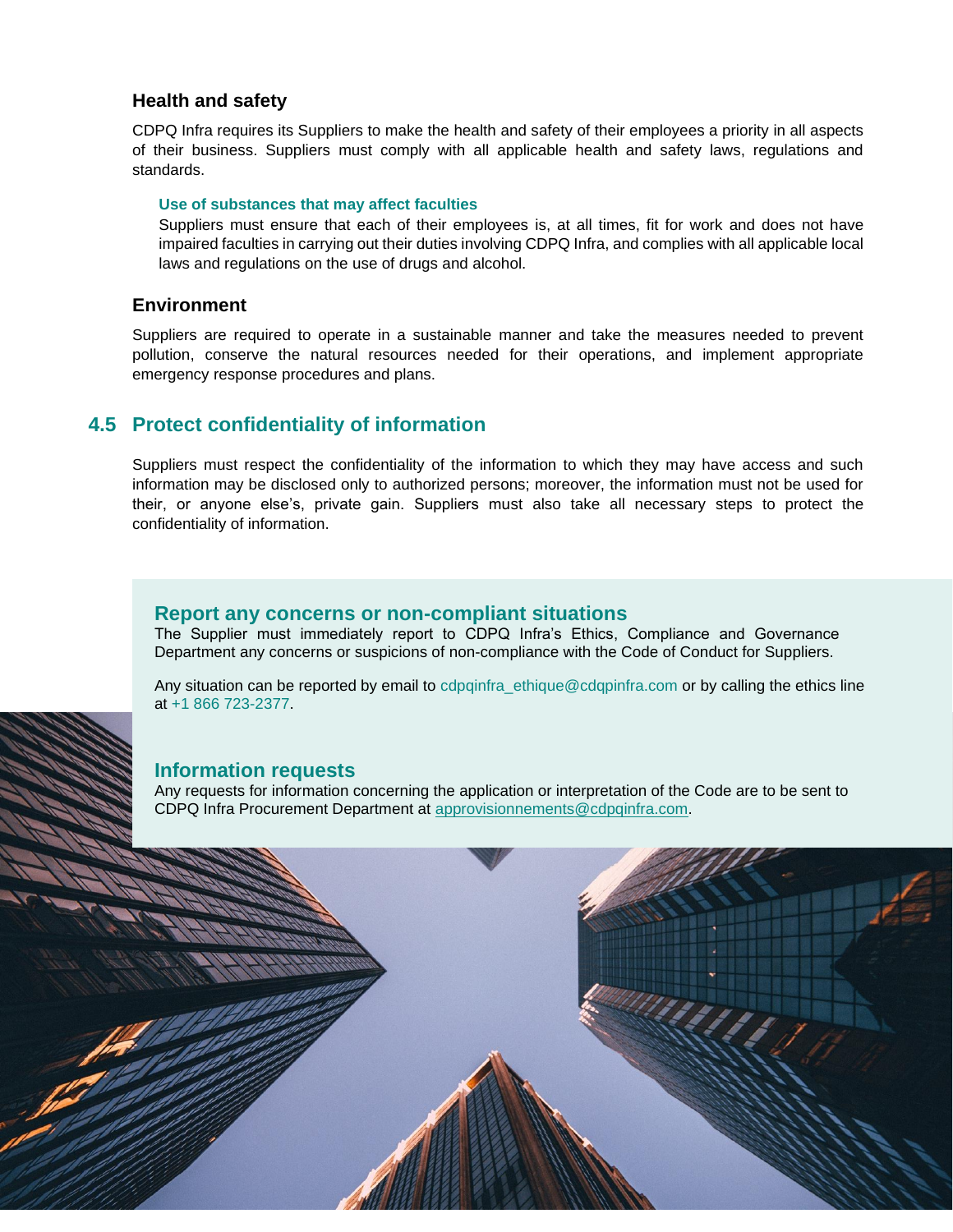### Health and safety

CDPQ Infra requires its Suppliers to make the health and safety of their employees a priority in all aspects of their business. Suppliers must comply with all applicable health and safety laws, regulations and standards.

#### Use of substances that may affect faculties

Suppliers must ensure that each of their employees is, at all times, fit for work and does not have impaired faculties in carrying out their duties involving CDPQ Infra, and complies with all applicable local laws and regulations on the use of drugs and alcohol.

### Environment

Suppliers are required to operate in a sustainable manner and take the measures needed to prevent pollution, conserve the natural resources needed for their operations, and implement appropriate emergency response procedures and plans.

## 4.5 Protect confidentiality of information

Suppliers must respect the confidentiality of the information to which they may have access and such information may be disclosed only to authorized persons; moreover, the information must not be used for their, or anyone else's, private gain. Suppliers must also take all necessary steps to protect the confidentiality of information.

### Report any concerns or non-compliant situations

The Supplier must immediately report to CDPQ Infra's Ethics, Compliance and Governance Department any concerns or suspicions of non-compliance with the Code of Conduct for Suppliers.

Any situation can be reported by email to cdpqinfra_ethique@cdqpinfra.com or by calling the ethics line at +1 866 723-2377.

### Information requests

Any requests for information concerning the application or interpretation of the Code are to be sent to CDPQ Infra Procurement Department at approvisionnements@cdpqinfra.com.